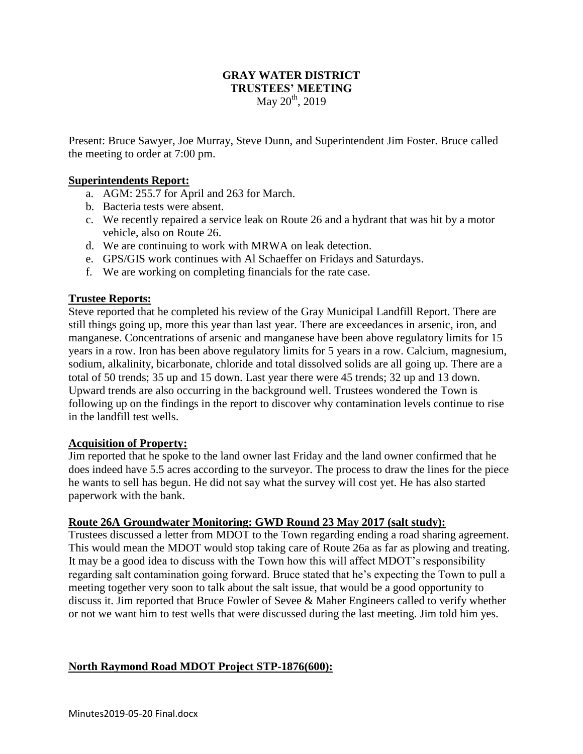# GRAY WATER DISTRICT
# TRUSTEES' MEETING
May 20th, 2019

Present: Bruce Sawyer, Joe Murray, Steve Dunn, and Superintendent Jim Foster. Bruce called the meeting to order at 7:00 pm.

**Superintendents Report:**

a. AGM: 255.7 for April and 263 for March.
b. Bacteria tests were absent.
c. We recently repaired a service leak on Route 26 and a hydrant that was hit by a motor vehicle, also on Route 26.
d. We are continuing to work with MRWA on leak detection.
e. GPS/GIS work continues with Al Schaeffer on Fridays and Saturdays.
f. We are working on completing financials for the rate case.

**Trustee Reports:**

Steve reported that he completed his review of the Gray Municipal Landfill Report. There are still things going up, more this year than last year. There are exceedances in arsenic, iron, and manganese. Concentrations of arsenic and manganese have been above regulatory limits for 15 years in a row. Iron has been above regulatory limits for 5 years in a row. Calcium, magnesium, sodium, alkalinity, bicarbonate, chloride and total dissolved solids are all going up. There are a total of 50 trends; 35 up and 15 down. Last year there were 45 trends; 32 up and 13 down. Upward trends are also occurring in the background well. Trustees wondered the Town is following up on the findings in the report to discover why contamination levels continue to rise in the landfill test wells.

**Acquisition of Property:**

Jim reported that he spoke to the land owner last Friday and the land owner confirmed that he does indeed have 5.5 acres according to the surveyor. The process to draw the lines for the piece he wants to sell has begun. He did not say what the survey will cost yet. He has also started paperwork with the bank.

**Route 26A Groundwater Monitoring: GWD Round 23 May 2017 (salt study):**

Trustees discussed a letter from MDOT to the Town regarding ending a road sharing agreement. This would mean the MDOT would stop taking care of Route 26a as far as plowing and treating. It may be a good idea to discuss with the Town how this will affect MDOT's responsibility regarding salt contamination going forward. Bruce stated that he's expecting the Town to pull a meeting together very soon to talk about the salt issue, that would be a good opportunity to discuss it. Jim reported that Bruce Fowler of Sevee & Maher Engineers called to verify whether or not we want him to test wells that were discussed during the last meeting. Jim told him yes.

**North Raymond Road MDOT Project STP-1876(600):**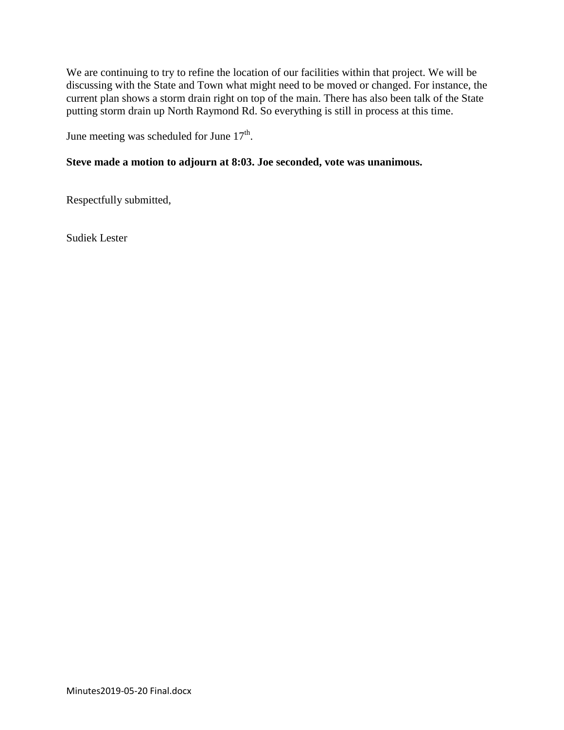We are continuing to try to refine the location of our facilities within that project. We will be discussing with the State and Town what might need to be moved or changed. For instance, the current plan shows a storm drain right on top of the main. There has also been talk of the State putting storm drain up North Raymond Rd. So everything is still in process at this time.

June meeting was scheduled for June 17th.

**Steve made a motion to adjourn at 8:03. Joe seconded, vote was unanimous.**

Respectfully submitted,

Sudiek Lester